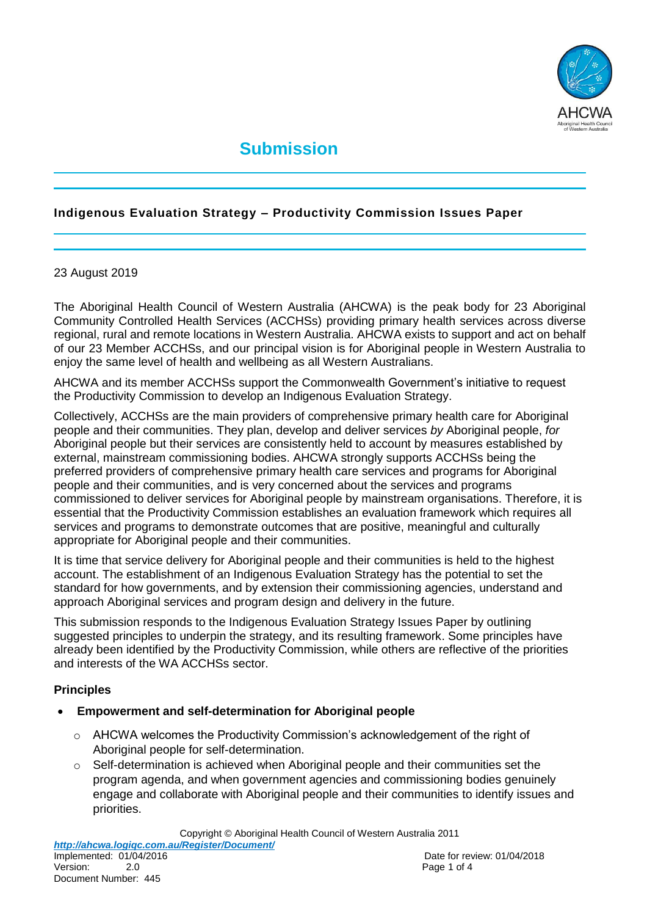# Submission

## Indigenous Evaluation Strategy – Productivity Commission Issues Paper

23 August 2019

The Aboriginal Health Council of Western Australia (AHCWA) is the peak body for 23 Aboriginal Community Controlled Health Services (ACCHSs) providing primary health services across diverse regional, rural and remote locations in Western Australia. AHCWA exists to support and act on behalf of our 23 Member ACCHSs, and our principal vision is for Aboriginal people in Western Australia to enjoy the same level of health and wellbeing as all Western Australians.

AHCWA and its member ACCHSs support the Commonwealth Government's initiative to request the Productivity Commission to develop an Indigenous Evaluation Strategy.

Collectively, ACCHSs are the main providers of comprehensive primary health care for Aboriginal people and their communities. They plan, develop and deliver services *by* Aboriginal people, *for* Aboriginal people but their services are consistently held to account by measures established by external, mainstream commissioning bodies. AHCWA strongly supports ACCHSs being the preferred providers of comprehensive primary health care services and programs for Aboriginal people and their communities, and is very concerned about the services and programs commissioned to deliver services for Aboriginal people by mainstream organisations. Therefore, it is essential that the Productivity Commission establishes an evaluation framework which requires all services and programs to demonstrate outcomes that are positive, meaningful and culturally appropriate for Aboriginal people and their communities.

It is time that service delivery for Aboriginal people and their communities is held to the highest account. The establishment of an Indigenous Evaluation Strategy has the potential to set the standard for how governments, and by extension their commissioning agencies, understand and approach Aboriginal services and program design and delivery in the future.

This submission responds to the Indigenous Evaluation Strategy Issues Paper by outlining suggested principles to underpin the strategy, and its resulting framework. Some principles have already been identified by the Productivity Commission, while others are reflective of the priorities and interests of the WA ACCHSs sector.

### Principles

- **Empowerment and self-determination for Aboriginal people**
    - AHCWA welcomes the Productivity Commission's acknowledgement of the right of Aboriginal people for self-determination.
    - Self-determination is achieved when Aboriginal people and their communities set the program agenda, and when government agencies and commissioning bodies genuinely engage and collaborate with Aboriginal people and their communities to identify issues and priorities.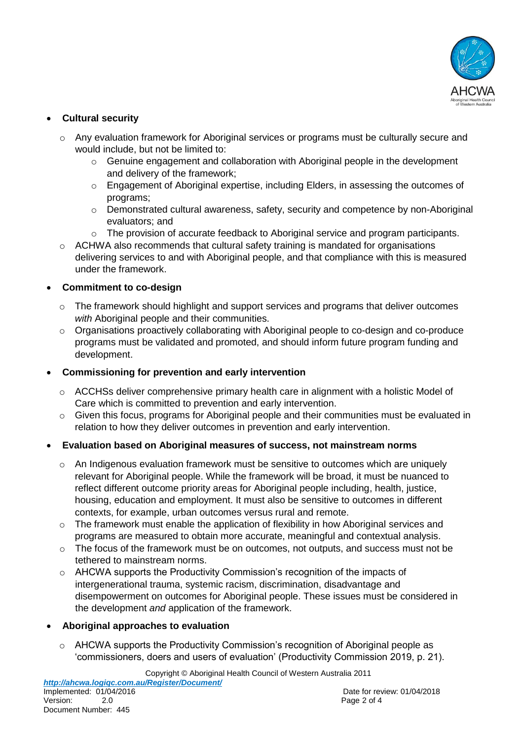- **Cultural security**
  - Any evaluation framework for Aboriginal services or programs must be culturally secure and would include, but not be limited to:
    - Genuine engagement and collaboration with Aboriginal people in the development and delivery of the framework;
    - Engagement of Aboriginal expertise, including Elders, in assessing the outcomes of programs;
    - Demonstrated cultural awareness, safety, security and competence by non-Aboriginal evaluators; and
    - The provision of accurate feedback to Aboriginal service and program participants.
  - ACHWA also recommends that cultural safety training is mandated for organisations delivering services to and with Aboriginal people, and that compliance with this is measured under the framework.

- **Commitment to co-design**
  - The framework should highlight and support services and programs that deliver outcomes *with* Aboriginal people and their communities.
  - Organisations proactively collaborating with Aboriginal people to co-design and co-produce programs must be validated and promoted, and should inform future program funding and development.

- **Commissioning for prevention and early intervention**
  - ACCHSs deliver comprehensive primary health care in alignment with a holistic Model of Care which is committed to prevention and early intervention.
  - Given this focus, programs for Aboriginal people and their communities must be evaluated in relation to how they deliver outcomes in prevention and early intervention.

- **Evaluation based on Aboriginal measures of success, not mainstream norms**
  - An Indigenous evaluation framework must be sensitive to outcomes which are uniquely relevant for Aboriginal people. While the framework will be broad, it must be nuanced to reflect different outcome priority areas for Aboriginal people including, health, justice, housing, education and employment. It must also be sensitive to outcomes in different contexts, for example, urban outcomes versus rural and remote.
  - The framework must enable the application of flexibility in how Aboriginal services and programs are measured to obtain more accurate, meaningful and contextual analysis.
  - The focus of the framework must be on outcomes, not outputs, and success must not be tethered to mainstream norms.
  - AHCWA supports the Productivity Commission's recognition of the impacts of intergenerational trauma, systemic racism, discrimination, disadvantage and disempowerment on outcomes for Aboriginal people. These issues must be considered in the development *and* application of the framework.

- **Aboriginal approaches to evaluation**
  - AHCWA supports the Productivity Commission's recognition of Aboriginal people as 'commissioners, doers and users of evaluation' (Productivity Commission 2019, p. 21).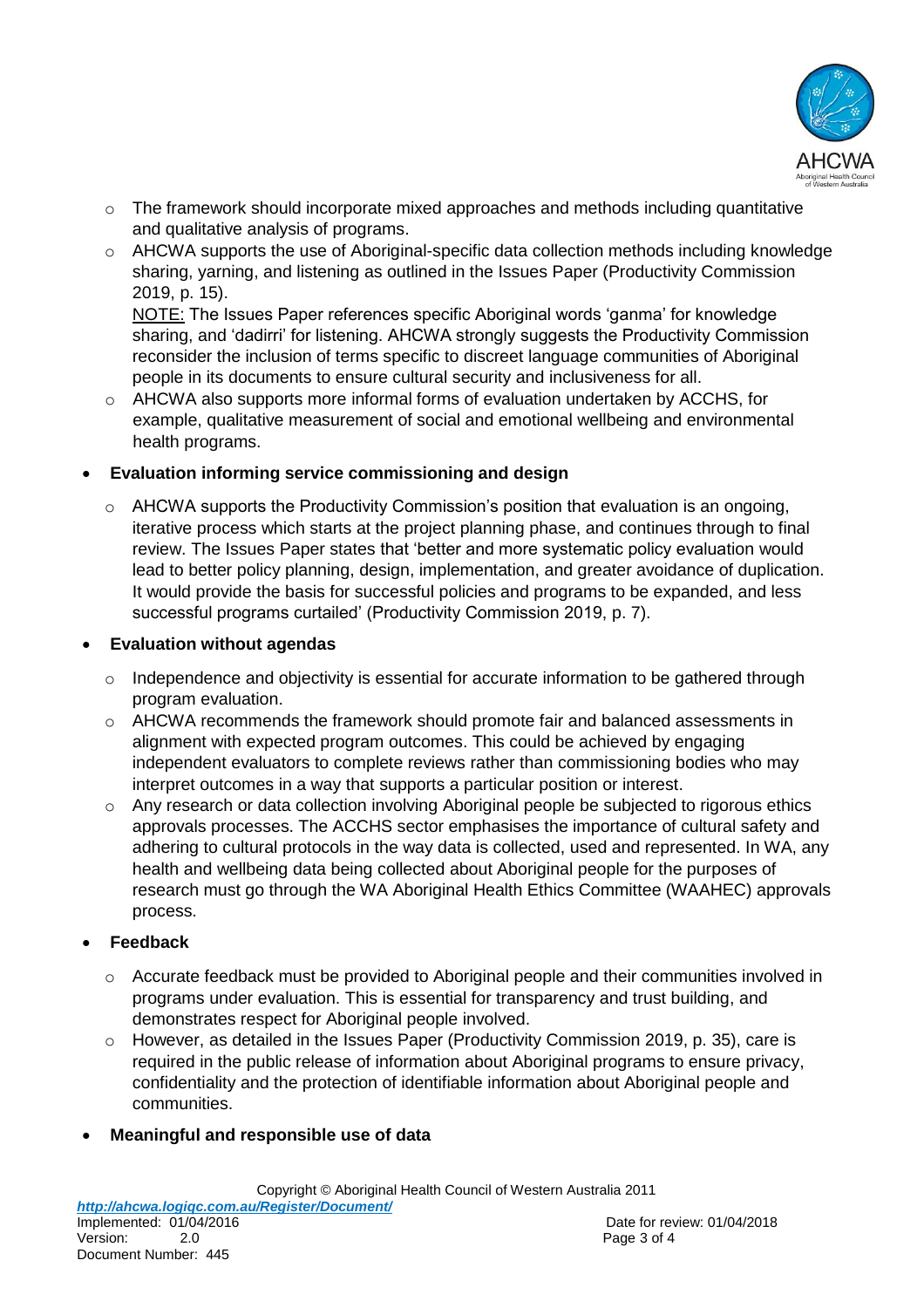- The framework should incorporate mixed approaches and methods including quantitative and qualitative analysis of programs.
  - AHCWA supports the use of Aboriginal-specific data collection methods including knowledge sharing, yarning, and listening as outlined in the Issues Paper (Productivity Commission 2019, p. 15).

    NOTE: The Issues Paper references specific Aboriginal words 'ganma' for knowledge sharing, and 'dadirri' for listening. AHCWA strongly suggests the Productivity Commission reconsider the inclusion of terms specific to discreet language communities of Aboriginal people in its documents to ensure cultural security and inclusiveness for all.
  - AHCWA also supports more informal forms of evaluation undertaken by ACCHS, for example, qualitative measurement of social and emotional wellbeing and environmental health programs.

- **Evaluation informing service commissioning and design**
  - AHCWA supports the Productivity Commission's position that evaluation is an ongoing, iterative process which starts at the project planning phase, and continues through to final review. The Issues Paper states that 'better and more systematic policy evaluation would lead to better policy planning, design, implementation, and greater avoidance of duplication. It would provide the basis for successful policies and programs to be expanded, and less successful programs curtailed' (Productivity Commission 2019, p. 7).

- **Evaluation without agendas**
  - Independence and objectivity is essential for accurate information to be gathered through program evaluation.
  - AHCWA recommends the framework should promote fair and balanced assessments in alignment with expected program outcomes. This could be achieved by engaging independent evaluators to complete reviews rather than commissioning bodies who may interpret outcomes in a way that supports a particular position or interest.
  - Any research or data collection involving Aboriginal people be subjected to rigorous ethics approvals processes. The ACCHS sector emphasises the importance of cultural safety and adhering to cultural protocols in the way data is collected, used and represented. In WA, any health and wellbeing data being collected about Aboriginal people for the purposes of research must go through the WA Aboriginal Health Ethics Committee (WAAHEC) approvals process.

- **Feedback**
  - Accurate feedback must be provided to Aboriginal people and their communities involved in programs under evaluation. This is essential for transparency and trust building, and demonstrates respect for Aboriginal people involved.
  - However, as detailed in the Issues Paper (Productivity Commission 2019, p. 35), care is required in the public release of information about Aboriginal programs to ensure privacy, confidentiality and the protection of identifiable information about Aboriginal people and communities.

- **Meaningful and responsible use of data**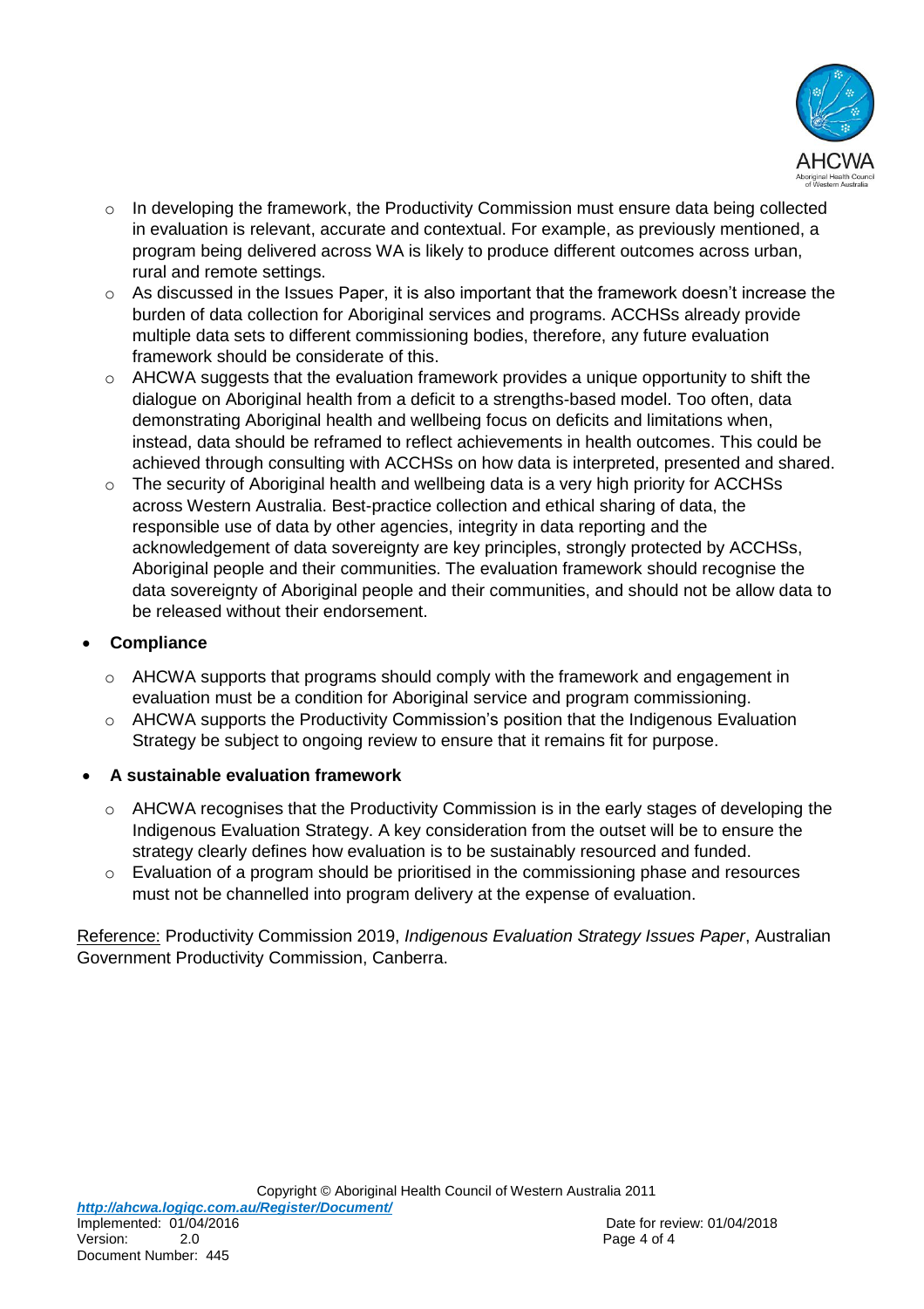- In developing the framework, the Productivity Commission must ensure data being collected in evaluation is relevant, accurate and contextual. For example, as previously mentioned, a program being delivered across WA is likely to produce different outcomes across urban, rural and remote settings.
- As discussed in the Issues Paper, it is also important that the framework doesn't increase the burden of data collection for Aboriginal services and programs. ACCHSs already provide multiple data sets to different commissioning bodies, therefore, any future evaluation framework should be considerate of this.
- AHCWA suggests that the evaluation framework provides a unique opportunity to shift the dialogue on Aboriginal health from a deficit to a strengths-based model. Too often, data demonstrating Aboriginal health and wellbeing focus on deficits and limitations when, instead, data should be reframed to reflect achievements in health outcomes. This could be achieved through consulting with ACCHSs on how data is interpreted, presented and shared.
- The security of Aboriginal health and wellbeing data is a very high priority for ACCHSs across Western Australia. Best-practice collection and ethical sharing of data, the responsible use of data by other agencies, integrity in data reporting and the acknowledgement of data sovereignty are key principles, strongly protected by ACCHSs, Aboriginal people and their communities. The evaluation framework should recognise the data sovereignty of Aboriginal people and their communities, and should not be allow data to be released without their endorsement.

- **Compliance**
  - AHCWA supports that programs should comply with the framework and engagement in evaluation must be a condition for Aboriginal service and program commissioning.
  - AHCWA supports the Productivity Commission's position that the Indigenous Evaluation Strategy be subject to ongoing review to ensure that it remains fit for purpose.

- **A sustainable evaluation framework**
  - AHCWA recognises that the Productivity Commission is in the early stages of developing the Indigenous Evaluation Strategy. A key consideration from the outset will be to ensure the strategy clearly defines how evaluation is to be sustainably resourced and funded.
  - Evaluation of a program should be prioritised in the commissioning phase and resources must not be channelled into program delivery at the expense of evaluation.

Reference: Productivity Commission 2019, *Indigenous Evaluation Strategy Issues Paper*, Australian Government Productivity Commission, Canberra.